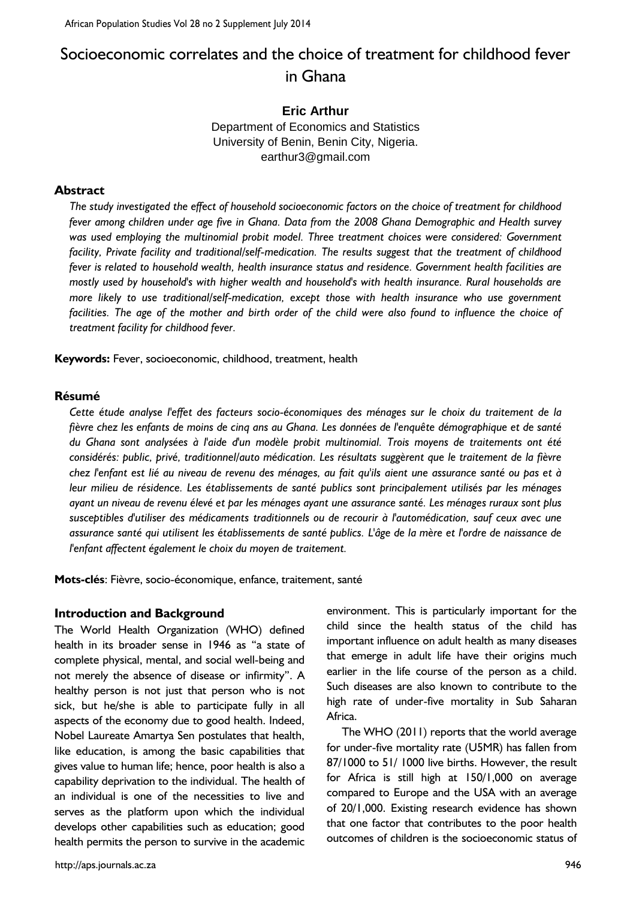# Socioeconomic correlates and the choice of treatment for childhood fever in Ghana

**Eric Arthur**

Department of Economics and Statistics
University of Benin, Benin City, Nigeria.
earthur3@gmail.com

## Abstract

*The study investigated the effect of household socioeconomic factors on the choice of treatment for childhood fever among children under age five in Ghana. Data from the 2008 Ghana Demographic and Health survey was used employing the multinomial probit model. Three treatment choices were considered: Government facility, Private facility and traditional/self-medication. The results suggest that the treatment of childhood fever is related to household wealth, health insurance status and residence. Government health facilities are mostly used by household's with higher wealth and household's with health insurance. Rural households are more likely to use traditional/self-medication, except those with health insurance who use government facilities. The age of the mother and birth order of the child were also found to influence the choice of treatment facility for childhood fever.*

**Keywords:** Fever, socioeconomic, childhood, treatment, health

## Résumé

*Cette étude analyse l'effet des facteurs socio-économiques des ménages sur le choix du traitement de la fièvre chez les enfants de moins de cinq ans au Ghana. Les données de l'enquête démographique et de santé du Ghana sont analysées à l'aide d'un modèle probit multinomial. Trois moyens de traitements ont été considérés: public, privé, traditionnel/auto médication. Les résultats suggèrent que le traitement de la fièvre chez l'enfant est lié au niveau de revenu des ménages, au fait qu'ils aient une assurance santé ou pas et à leur milieu de résidence. Les établissements de santé publics sont principalement utilisés par les ménages ayant un niveau de revenu élevé et par les ménages ayant une assurance santé. Les ménages ruraux sont plus susceptibles d'utiliser des médicaments traditionnels ou de recourir à l'automédication, sauf ceux avec une assurance santé qui utilisent les établissements de santé publics. L'âge de la mère et l'ordre de naissance de l'enfant affectent également le choix du moyen de traitement.*

**Mots-clés**: Fièvre, socio-économique, enfance, traitement, santé

## Introduction and Background

The World Health Organization (WHO) defined health in its broader sense in 1946 as "a state of complete physical, mental, and social well-being and not merely the absence of disease or infirmity". A healthy person is not just that person who is not sick, but he/she is able to participate fully in all aspects of the economy due to good health. Indeed, Nobel Laureate Amartya Sen postulates that health, like education, is among the basic capabilities that gives value to human life; hence, poor health is also a capability deprivation to the individual. The health of an individual is one of the necessities to live and serves as the platform upon which the individual develops other capabilities such as education; good health permits the person to survive in the academic environment. This is particularly important for the child since the health status of the child has important influence on adult health as many diseases that emerge in adult life have their origins much earlier in the life course of the person as a child. Such diseases are also known to contribute to the high rate of under-five mortality in Sub Saharan Africa.

The WHO (2011) reports that the world average for under-five mortality rate (U5MR) has fallen from 87/1000 to 51/ 1000 live births. However, the result for Africa is still high at 150/1,000 on average compared to Europe and the USA with an average of 20/1,000. Existing research evidence has shown that one factor that contributes to the poor health outcomes of children is the socioeconomic status of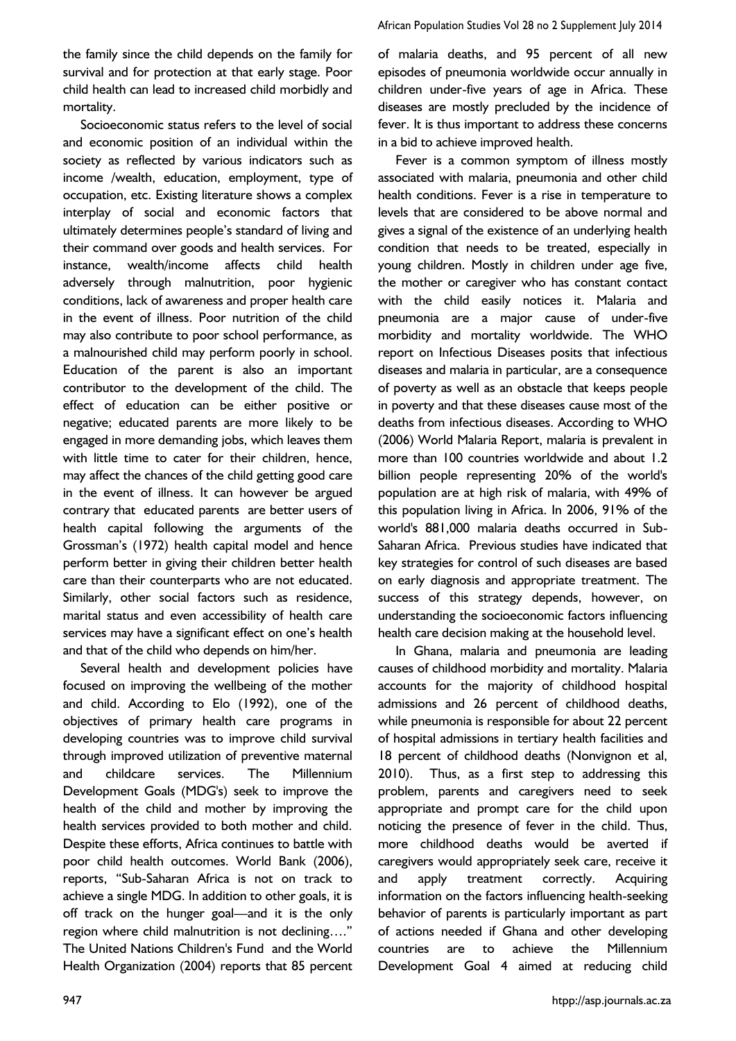the family since the child depends on the family for survival and for protection at that early stage. Poor child health can lead to increased child morbidly and mortality.

Socioeconomic status refers to the level of social and economic position of an individual within the society as reflected by various indicators such as income /wealth, education, employment, type of occupation, etc. Existing literature shows a complex interplay of social and economic factors that ultimately determines people's standard of living and their command over goods and health services. For instance, wealth/income affects child health adversely through malnutrition, poor hygienic conditions, lack of awareness and proper health care in the event of illness. Poor nutrition of the child may also contribute to poor school performance, as a malnourished child may perform poorly in school. Education of the parent is also an important contributor to the development of the child. The effect of education can be either positive or negative; educated parents are more likely to be engaged in more demanding jobs, which leaves them with little time to cater for their children, hence, may affect the chances of the child getting good care in the event of illness. It can however be argued contrary that educated parents are better users of health capital following the arguments of the Grossman's (1972) health capital model and hence perform better in giving their children better health care than their counterparts who are not educated. Similarly, other social factors such as residence, marital status and even accessibility of health care services may have a significant effect on one's health and that of the child who depends on him/her.

Several health and development policies have focused on improving the wellbeing of the mother and child. According to Elo (1992), one of the objectives of primary health care programs in developing countries was to improve child survival through improved utilization of preventive maternal and childcare services. The Millennium Development Goals (MDG's) seek to improve the health of the child and mother by improving the health services provided to both mother and child. Despite these efforts, Africa continues to battle with poor child health outcomes. World Bank (2006), reports, "Sub-Saharan Africa is not on track to achieve a single MDG. In addition to other goals, it is off track on the hunger goal—and it is the only region where child malnutrition is not declining…." The United Nations Children's Fund and the World Health Organization (2004) reports that 85 percent of malaria deaths, and 95 percent of all new episodes of pneumonia worldwide occur annually in children under-five years of age in Africa. These diseases are mostly precluded by the incidence of fever. It is thus important to address these concerns in a bid to achieve improved health.

Fever is a common symptom of illness mostly associated with malaria, pneumonia and other child health conditions. Fever is a rise in temperature to levels that are considered to be above normal and gives a signal of the existence of an underlying health condition that needs to be treated, especially in young children. Mostly in children under age five, the mother or caregiver who has constant contact with the child easily notices it. Malaria and pneumonia are a major cause of under-five morbidity and mortality worldwide. The WHO report on Infectious Diseases posits that infectious diseases and malaria in particular, are a consequence of poverty as well as an obstacle that keeps people in poverty and that these diseases cause most of the deaths from infectious diseases. According to WHO (2006) World Malaria Report, malaria is prevalent in more than 100 countries worldwide and about 1.2 billion people representing 20% of the world's population are at high risk of malaria, with 49% of this population living in Africa. In 2006, 91% of the world's 881,000 malaria deaths occurred in Sub-Saharan Africa. Previous studies have indicated that key strategies for control of such diseases are based on early diagnosis and appropriate treatment. The success of this strategy depends, however, on understanding the socioeconomic factors influencing health care decision making at the household level.

In Ghana, malaria and pneumonia are leading causes of childhood morbidity and mortality. Malaria accounts for the majority of childhood hospital admissions and 26 percent of childhood deaths, while pneumonia is responsible for about 22 percent of hospital admissions in tertiary health facilities and 18 percent of childhood deaths (Nonvignon et al, 2010). Thus, as a first step to addressing this problem, parents and caregivers need to seek appropriate and prompt care for the child upon noticing the presence of fever in the child. Thus, more childhood deaths would be averted if caregivers would appropriately seek care, receive it and apply treatment correctly. Acquiring information on the factors influencing health-seeking behavior of parents is particularly important as part of actions needed if Ghana and other developing countries are to achieve the Millennium Development Goal 4 aimed at reducing child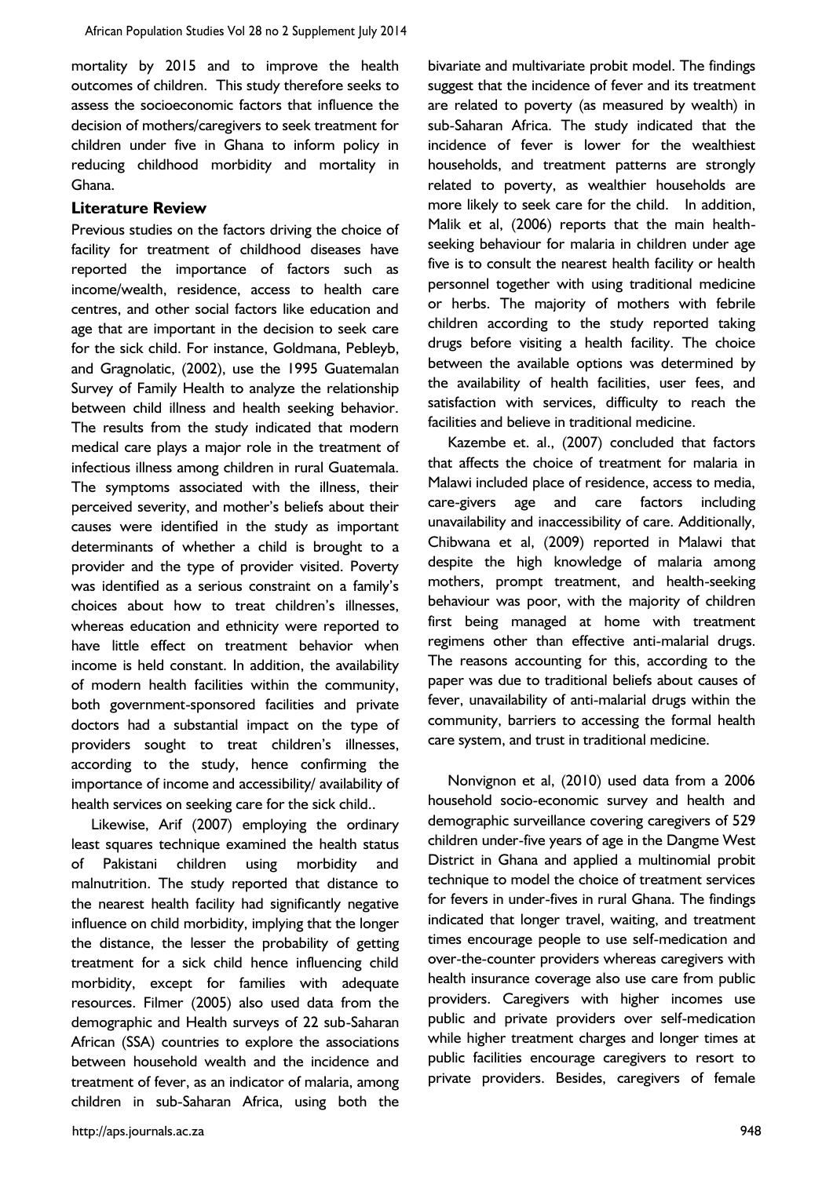mortality by 2015 and to improve the health outcomes of children. This study therefore seeks to assess the socioeconomic factors that influence the decision of mothers/caregivers to seek treatment for children under five in Ghana to inform policy in reducing childhood morbidity and mortality in Ghana.

## Literature Review

Previous studies on the factors driving the choice of facility for treatment of childhood diseases have reported the importance of factors such as income/wealth, residence, access to health care centres, and other social factors like education and age that are important in the decision to seek care for the sick child. For instance, Goldmana, Pebleyb, and Gragnolatic, (2002), use the 1995 Guatemalan Survey of Family Health to analyze the relationship between child illness and health seeking behavior. The results from the study indicated that modern medical care plays a major role in the treatment of infectious illness among children in rural Guatemala. The symptoms associated with the illness, their perceived severity, and mother's beliefs about their causes were identified in the study as important determinants of whether a child is brought to a provider and the type of provider visited. Poverty was identified as a serious constraint on a family's choices about how to treat children's illnesses, whereas education and ethnicity were reported to have little effect on treatment behavior when income is held constant. In addition, the availability of modern health facilities within the community, both government-sponsored facilities and private doctors had a substantial impact on the type of providers sought to treat children's illnesses, according to the study, hence confirming the importance of income and accessibility/ availability of health services on seeking care for the sick child..

Likewise, Arif (2007) employing the ordinary least squares technique examined the health status of Pakistani children using morbidity and malnutrition. The study reported that distance to the nearest health facility had significantly negative influence on child morbidity, implying that the longer the distance, the lesser the probability of getting treatment for a sick child hence influencing child morbidity, except for families with adequate resources. Filmer (2005) also used data from the demographic and Health surveys of 22 sub-Saharan African (SSA) countries to explore the associations between household wealth and the incidence and treatment of fever, as an indicator of malaria, among children in sub-Saharan Africa, using both the bivariate and multivariate probit model. The findings suggest that the incidence of fever and its treatment are related to poverty (as measured by wealth) in sub-Saharan Africa. The study indicated that the incidence of fever is lower for the wealthiest households, and treatment patterns are strongly related to poverty, as wealthier households are more likely to seek care for the child. In addition, Malik et al, (2006) reports that the main health-seeking behaviour for malaria in children under age five is to consult the nearest health facility or health personnel together with using traditional medicine or herbs. The majority of mothers with febrile children according to the study reported taking drugs before visiting a health facility. The choice between the available options was determined by the availability of health facilities, user fees, and satisfaction with services, difficulty to reach the facilities and believe in traditional medicine.

Kazembe et. al., (2007) concluded that factors that affects the choice of treatment for malaria in Malawi included place of residence, access to media, care-givers age and care factors including unavailability and inaccessibility of care. Additionally, Chibwana et al, (2009) reported in Malawi that despite the high knowledge of malaria among mothers, prompt treatment, and health-seeking behaviour was poor, with the majority of children first being managed at home with treatment regimens other than effective anti-malarial drugs. The reasons accounting for this, according to the paper was due to traditional beliefs about causes of fever, unavailability of anti-malarial drugs within the community, barriers to accessing the formal health care system, and trust in traditional medicine.

Nonvignon et al, (2010) used data from a 2006 household socio-economic survey and health and demographic surveillance covering caregivers of 529 children under-five years of age in the Dangme West District in Ghana and applied a multinomial probit technique to model the choice of treatment services for fevers in under-fives in rural Ghana. The findings indicated that longer travel, waiting, and treatment times encourage people to use self-medication and over-the-counter providers whereas caregivers with health insurance coverage also use care from public providers. Caregivers with higher incomes use public and private providers over self-medication while higher treatment charges and longer times at public facilities encourage caregivers to resort to private providers. Besides, caregivers of female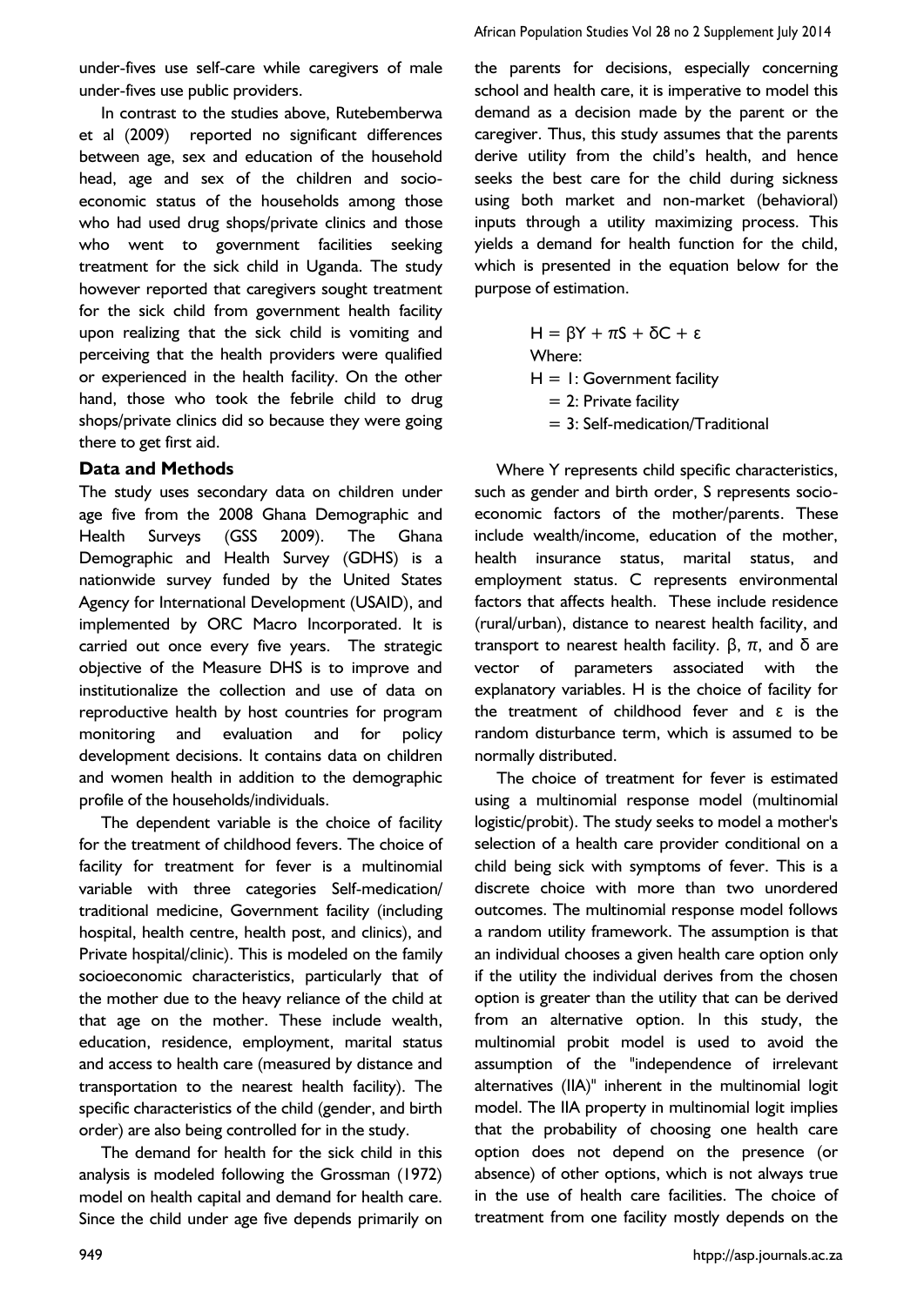under-fives use self-care while caregivers of male under-fives use public providers.

In contrast to the studies above, Rutebemberwa et al (2009) reported no significant differences between age, sex and education of the household head, age and sex of the children and socio-economic status of the households among those who had used drug shops/private clinics and those who went to government facilities seeking treatment for the sick child in Uganda. The study however reported that caregivers sought treatment for the sick child from government health facility upon realizing that the sick child is vomiting and perceiving that the health providers were qualified or experienced in the health facility. On the other hand, those who took the febrile child to drug shops/private clinics did so because they were going there to get first aid.

## Data and Methods

The study uses secondary data on children under age five from the 2008 Ghana Demographic and Health Surveys (GSS 2009). The Ghana Demographic and Health Survey (GDHS) is a nationwide survey funded by the United States Agency for International Development (USAID), and implemented by ORC Macro Incorporated. It is carried out once every five years. The strategic objective of the Measure DHS is to improve and institutionalize the collection and use of data on reproductive health by host countries for program monitoring and evaluation and for policy development decisions. It contains data on children and women health in addition to the demographic profile of the households/individuals.

The dependent variable is the choice of facility for the treatment of childhood fevers. The choice of facility for treatment for fever is a multinomial variable with three categories Self-medication/ traditional medicine, Government facility (including hospital, health centre, health post, and clinics), and Private hospital/clinic). This is modeled on the family socioeconomic characteristics, particularly that of the mother due to the heavy reliance of the child at that age on the mother. These include wealth, education, residence, employment, marital status and access to health care (measured by distance and transportation to the nearest health facility). The specific characteristics of the child (gender, and birth order) are also being controlled for in the study.

The demand for health for the sick child in this analysis is modeled following the Grossman (1972) model on health capital and demand for health care. Since the child under age five depends primarily on the parents for decisions, especially concerning school and health care, it is imperative to model this demand as a decision made by the parent or the caregiver. Thus, this study assumes that the parents derive utility from the child's health, and hence seeks the best care for the child during sickness using both market and non-market (behavioral) inputs through a utility maximizing process. This yields a demand for health function for the child, which is presented in the equation below for the purpose of estimation.

$$H = \beta Y + \pi S + \delta C + \varepsilon$$

Where:

$H = 1$: Government facility

$= 2$: Private facility

$= 3$: Self-medication/Traditional

Where Y represents child specific characteristics, such as gender and birth order, S represents socio-economic factors of the mother/parents. These include wealth/income, education of the mother, health insurance status, marital status, and employment status. C represents environmental factors that affects health. These include residence (rural/urban), distance to nearest health facility, and transport to nearest health facility. $\beta$, $\pi$, and $\delta$ are vector of parameters associated with the explanatory variables. H is the choice of facility for the treatment of childhood fever and $\varepsilon$ is the random disturbance term, which is assumed to be normally distributed.

The choice of treatment for fever is estimated using a multinomial response model (multinomial logistic/probit). The study seeks to model a mother's selection of a health care provider conditional on a child being sick with symptoms of fever. This is a discrete choice with more than two unordered outcomes. The multinomial response model follows a random utility framework. The assumption is that an individual chooses a given health care option only if the utility the individual derives from the chosen option is greater than the utility that can be derived from an alternative option. In this study, the multinomial probit model is used to avoid the assumption of the "independence of irrelevant alternatives (IIA)" inherent in the multinomial logit model. The IIA property in multinomial logit implies that the probability of choosing one health care option does not depend on the presence (or absence) of other options, which is not always true in the use of health care facilities. The choice of treatment from one facility mostly depends on the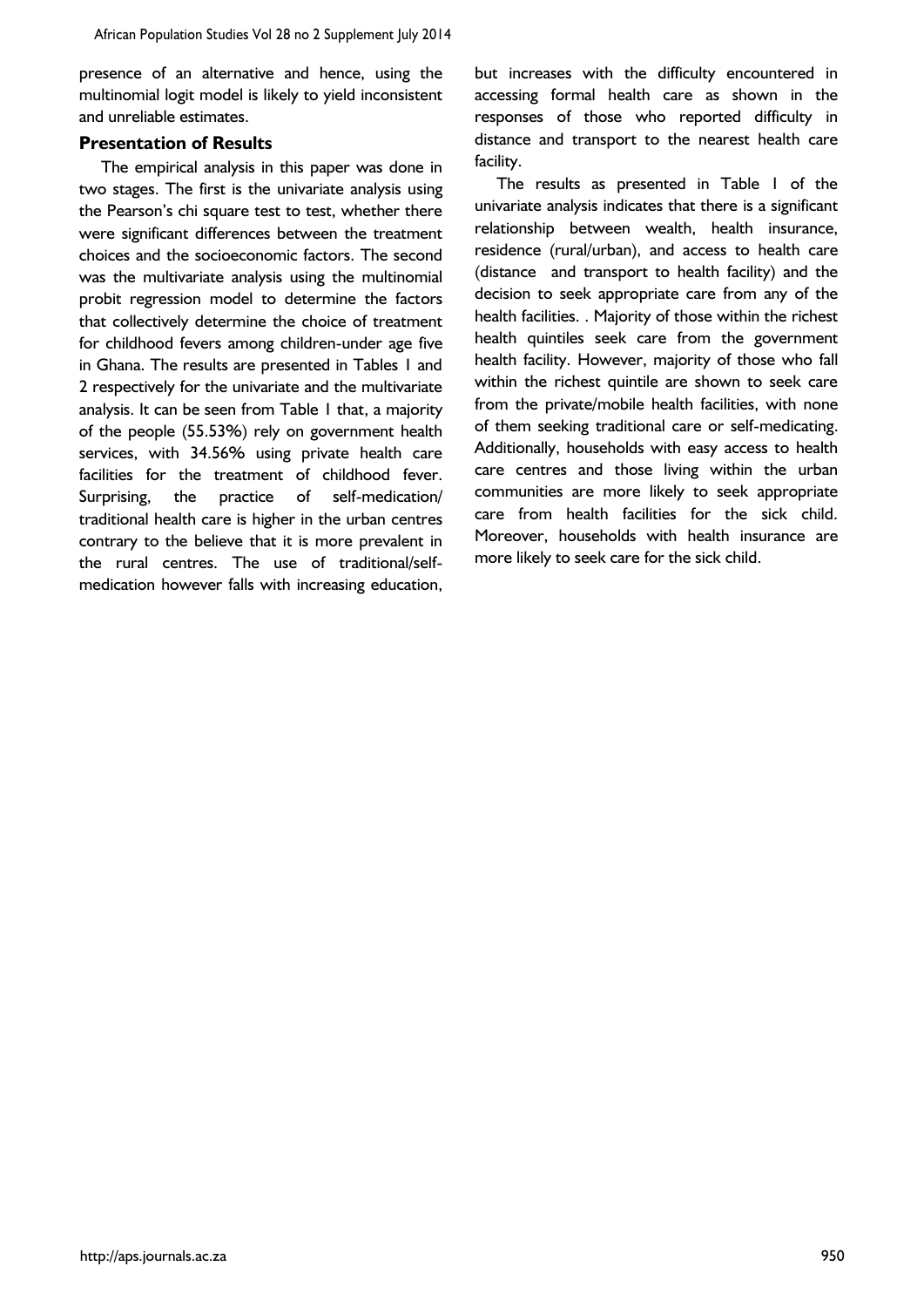presence of an alternative and hence, using the multinomial logit model is likely to yield inconsistent and unreliable estimates.

### Presentation of Results

The empirical analysis in this paper was done in two stages. The first is the univariate analysis using the Pearson's chi square test to test, whether there were significant differences between the treatment choices and the socioeconomic factors. The second was the multivariate analysis using the multinomial probit regression model to determine the factors that collectively determine the choice of treatment for childhood fevers among children-under age five in Ghana. The results are presented in Tables 1 and 2 respectively for the univariate and the multivariate analysis. It can be seen from Table 1 that, a majority of the people (55.53%) rely on government health services, with 34.56% using private health care facilities for the treatment of childhood fever. Surprising, the practice of self-medication/ traditional health care is higher in the urban centres contrary to the believe that it is more prevalent in the rural centres. The use of traditional/self-medication however falls with increasing education, but increases with the difficulty encountered in accessing formal health care as shown in the responses of those who reported difficulty in distance and transport to the nearest health care facility.

The results as presented in Table 1 of the univariate analysis indicates that there is a significant relationship between wealth, health insurance, residence (rural/urban), and access to health care (distance and transport to health facility) and the decision to seek appropriate care from any of the health facilities. . Majority of those within the richest health quintiles seek care from the government health facility. However, majority of those who fall within the richest quintile are shown to seek care from the private/mobile health facilities, with none of them seeking traditional care or self-medicating. Additionally, households with easy access to health care centres and those living within the urban communities are more likely to seek appropriate care from health facilities for the sick child. Moreover, households with health insurance are more likely to seek care for the sick child.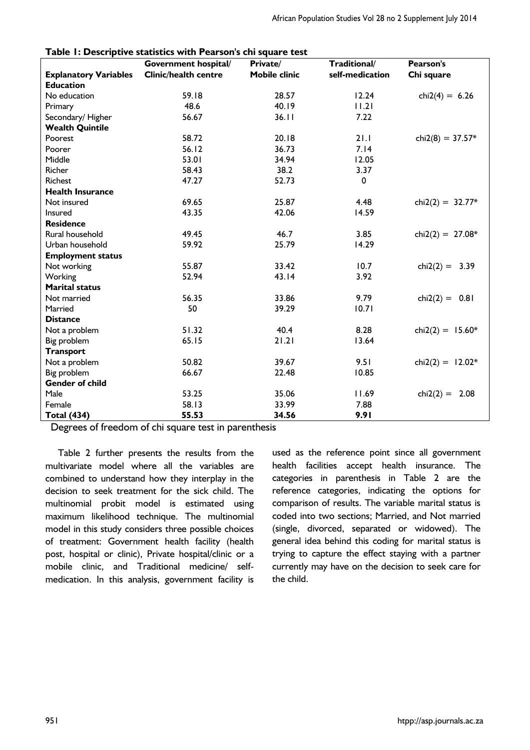**Table 1: Descriptive statistics with Pearson's chi square test**

| Explanatory Variables | Government hospital/ Clinic/health centre | Private/ Mobile clinic | Traditional/ self-medication | Pearson's Chi square |
|---|---|---|---|---|
| **Education** | | | | |
| No education | 59.18 | 28.57 | 12.24 | chi2(4) = 6.26 |
| Primary | 48.6 | 40.19 | 11.21 | |
| Secondary/ Higher | 56.67 | 36.11 | 7.22 | |
| **Wealth Quintile** | | | | |
| Poorest | 58.72 | 20.18 | 21.1 | chi2(8) = 37.57* |
| Poorer | 56.12 | 36.73 | 7.14 | |
| Middle | 53.01 | 34.94 | 12.05 | |
| Richer | 58.43 | 38.2 | 3.37 | |
| Richest | 47.27 | 52.73 | 0 | |
| **Health Insurance** | | | | |
| Not insured | 69.65 | 25.87 | 4.48 | chi2(2) = 32.77* |
| Insured | 43.35 | 42.06 | 14.59 | |
| **Residence** | | | | |
| Rural household | 49.45 | 46.7 | 3.85 | chi2(2) = 27.08* |
| Urban household | 59.92 | 25.79 | 14.29 | |
| **Employment status** | | | | |
| Not working | 55.87 | 33.42 | 10.7 | chi2(2) = 3.39 |
| Working | 52.94 | 43.14 | 3.92 | |
| **Marital status** | | | | |
| Not married | 56.35 | 33.86 | 9.79 | chi2(2) = 0.81 |
| Married | 50 | 39.29 | 10.71 | |
| **Distance** | | | | |
| Not a problem | 51.32 | 40.4 | 8.28 | chi2(2) = 15.60* |
| Big problem | 65.15 | 21.21 | 13.64 | |
| **Transport** | | | | |
| Not a problem | 50.82 | 39.67 | 9.51 | chi2(2) = 12.02* |
| Big problem | 66.67 | 22.48 | 10.85 | |
| **Gender of child** | | | | |
| Male | 53.25 | 35.06 | 11.69 | chi2(2) = 2.08 |
| Female | 58.13 | 33.99 | 7.88 | |
| **Total (434)** | **55.53** | **34.56** | **9.91** | |

Degrees of freedom of chi square test in parenthesis

Table 2 further presents the results from the multivariate model where all the variables are combined to understand how they interplay in the decision to seek treatment for the sick child. The multinomial probit model is estimated using maximum likelihood technique. The multinomial model in this study considers three possible choices of treatment: Government health facility (health post, hospital or clinic), Private hospital/clinic or a mobile clinic, and Traditional medicine/ self-medication. In this analysis, government facility is used as the reference point since all government health facilities accept health insurance. The categories in parenthesis in Table 2 are the reference categories, indicating the options for comparison of results. The variable marital status is coded into two sections; Married, and Not married (single, divorced, separated or widowed). The general idea behind this coding for marital status is trying to capture the effect staying with a partner currently may have on the decision to seek care for the child.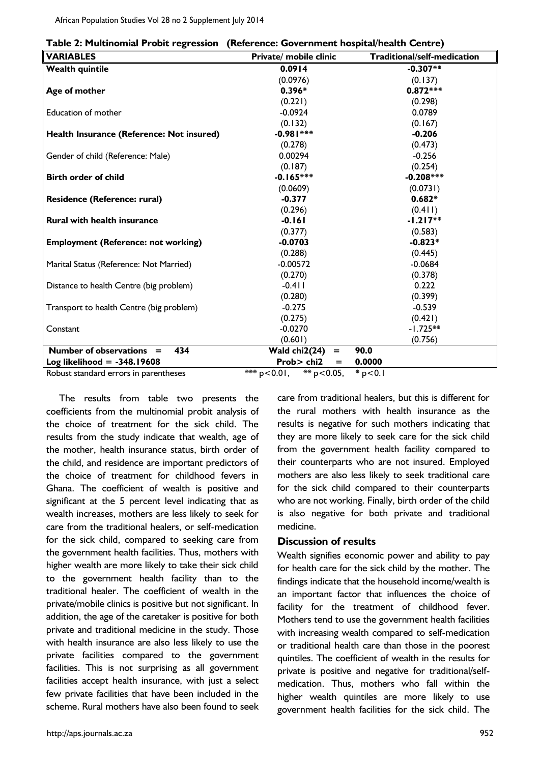**Table 2: Multinomial Probit regression (Reference: Government hospital/health Centre)**

| VARIABLES | Private/ mobile clinic | Traditional/self-medication |
|---|---|---|
| **Wealth quintile** | **0.0914** | **-0.307**** |
| | (0.0976) | (0.137) |
| **Age of mother** | **0.396*** | **0.872***** |
| | (0.221) | (0.298) |
| Education of mother | -0.0924 | 0.0789 |
| | (0.132) | (0.167) |
| **Health Insurance (Reference: Not insured)** | **-0.981***** | **-0.206** |
| | (0.278) | (0.473) |
| Gender of child (Reference: Male) | 0.00294 | -0.256 |
| | (0.187) | (0.254) |
| **Birth order of child** | **-0.165***** | **-0.208***** |
| | (0.0609) | (0.0731) |
| **Residence (Reference: rural)** | **-0.377** | **0.682*** |
| | (0.296) | (0.411) |
| **Rural with health insurance** | **-0.161** | **-1.217**** |
| | (0.377) | (0.583) |
| **Employment (Reference: not working)** | **-0.0703** | **-0.823*** |
| | (0.288) | (0.445) |
| Marital Status (Reference: Not Married) | -0.00572 | -0.0684 |
| | (0.270) | (0.378) |
| Distance to health Centre (big problem) | -0.411 | 0.222 |
| | (0.280) | (0.399) |
| Transport to health Centre (big problem) | -0.275 | -0.539 |
| | (0.275) | (0.421) |
| Constant | -0.0270 | -1.725** |
| | (0.601) | (0.756) |
| **Number of observations = 434** | **Wald chi2(24) =** | **90.0** |
| **Log likelihood = -348.19608** | **Prob> chi2 =** | **0.0000** |

Robust standard errors in parentheses *** p<0.01, ** p<0.05, * p<0.1

The results from table two presents the coefficients from the multinomial probit analysis of the choice of treatment for the sick child. The results from the study indicate that wealth, age of the mother, health insurance status, birth order of the child, and residence are important predictors of the choice of treatment for childhood fevers in Ghana. The coefficient of wealth is positive and significant at the 5 percent level indicating that as wealth increases, mothers are less likely to seek for care from the traditional healers, or self-medication for the sick child, compared to seeking care from the government health facilities. Thus, mothers with higher wealth are more likely to take their sick child to the government health facility than to the traditional healer. The coefficient of wealth in the private/mobile clinics is positive but not significant. In addition, the age of the caretaker is positive for both private and traditional medicine in the study. Those with health insurance are also less likely to use the private facilities compared to the government facilities. This is not surprising as all government facilities accept health insurance, with just a select few private facilities that have been included in the scheme. Rural mothers have also been found to seek care from traditional healers, but this is different for the rural mothers with health insurance as the results is negative for such mothers indicating that they are more likely to seek care for the sick child from the government health facility compared to their counterparts who are not insured. Employed mothers are also less likely to seek traditional care for the sick child compared to their counterparts who are not working. Finally, birth order of the child is also negative for both private and traditional medicine.

## Discussion of results

Wealth signifies economic power and ability to pay for health care for the sick child by the mother. The findings indicate that the household income/wealth is an important factor that influences the choice of facility for the treatment of childhood fever. Mothers tend to use the government health facilities with increasing wealth compared to self-medication or traditional health care than those in the poorest quintiles. The coefficient of wealth in the results for private is positive and negative for traditional/self-medication. Thus, mothers who fall within the higher wealth quintiles are more likely to use government health facilities for the sick child. The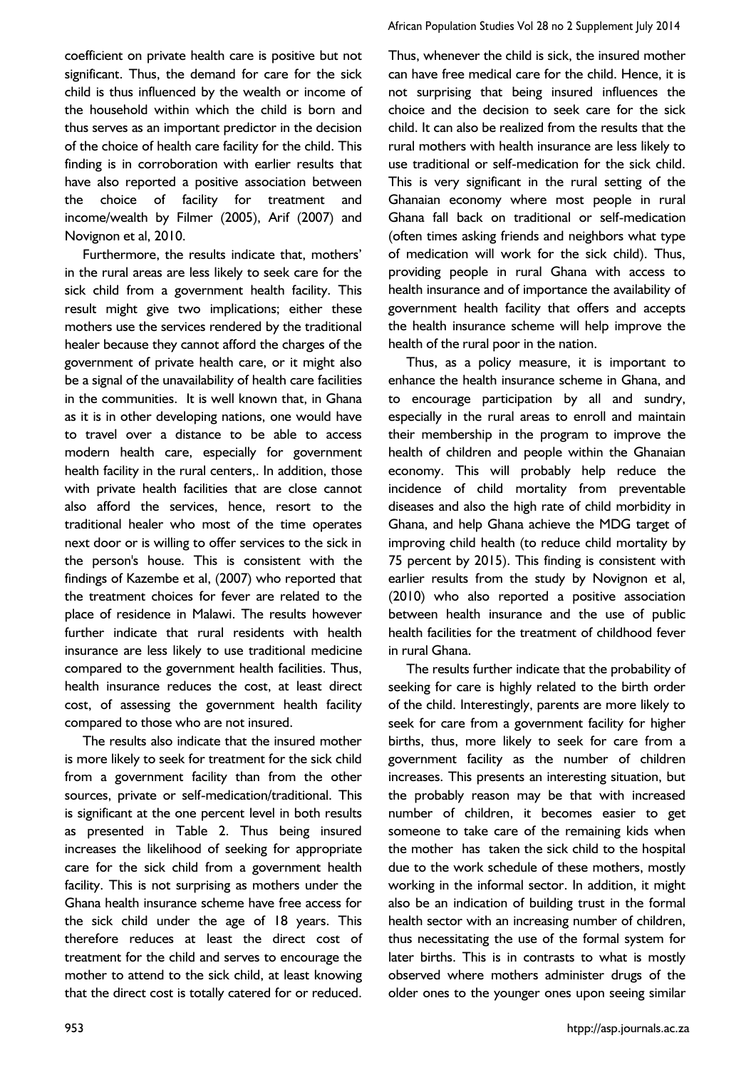coefficient on private health care is positive but not significant. Thus, the demand for care for the sick child is thus influenced by the wealth or income of the household within which the child is born and thus serves as an important predictor in the decision of the choice of health care facility for the child. This finding is in corroboration with earlier results that have also reported a positive association between the choice of facility for treatment and income/wealth by Filmer (2005), Arif (2007) and Novignon et al, 2010.

Furthermore, the results indicate that, mothers' in the rural areas are less likely to seek care for the sick child from a government health facility. This result might give two implications; either these mothers use the services rendered by the traditional healer because they cannot afford the charges of the government of private health care, or it might also be a signal of the unavailability of health care facilities in the communities. It is well known that, in Ghana as it is in other developing nations, one would have to travel over a distance to be able to access modern health care, especially for government health facility in the rural centers,. In addition, those with private health facilities that are close cannot also afford the services, hence, resort to the traditional healer who most of the time operates next door or is willing to offer services to the sick in the person's house. This is consistent with the findings of Kazembe et al, (2007) who reported that the treatment choices for fever are related to the place of residence in Malawi. The results however further indicate that rural residents with health insurance are less likely to use traditional medicine compared to the government health facilities. Thus, health insurance reduces the cost, at least direct cost, of assessing the government health facility compared to those who are not insured.

The results also indicate that the insured mother is more likely to seek for treatment for the sick child from a government facility than from the other sources, private or self-medication/traditional. This is significant at the one percent level in both results as presented in Table 2. Thus being insured increases the likelihood of seeking for appropriate care for the sick child from a government health facility. This is not surprising as mothers under the Ghana health insurance scheme have free access for the sick child under the age of 18 years. This therefore reduces at least the direct cost of treatment for the child and serves to encourage the mother to attend to the sick child, at least knowing that the direct cost is totally catered for or reduced. Thus, whenever the child is sick, the insured mother can have free medical care for the child. Hence, it is not surprising that being insured influences the choice and the decision to seek care for the sick child. It can also be realized from the results that the rural mothers with health insurance are less likely to use traditional or self-medication for the sick child. This is very significant in the rural setting of the Ghanaian economy where most people in rural Ghana fall back on traditional or self-medication (often times asking friends and neighbors what type of medication will work for the sick child). Thus, providing people in rural Ghana with access to health insurance and of importance the availability of government health facility that offers and accepts the health insurance scheme will help improve the health of the rural poor in the nation.

Thus, as a policy measure, it is important to enhance the health insurance scheme in Ghana, and to encourage participation by all and sundry, especially in the rural areas to enroll and maintain their membership in the program to improve the health of children and people within the Ghanaian economy. This will probably help reduce the incidence of child mortality from preventable diseases and also the high rate of child morbidity in Ghana, and help Ghana achieve the MDG target of improving child health (to reduce child mortality by 75 percent by 2015). This finding is consistent with earlier results from the study by Novignon et al, (2010) who also reported a positive association between health insurance and the use of public health facilities for the treatment of childhood fever in rural Ghana.

The results further indicate that the probability of seeking for care is highly related to the birth order of the child. Interestingly, parents are more likely to seek for care from a government facility for higher births, thus, more likely to seek for care from a government facility as the number of children increases. This presents an interesting situation, but the probably reason may be that with increased number of children, it becomes easier to get someone to take care of the remaining kids when the mother has taken the sick child to the hospital due to the work schedule of these mothers, mostly working in the informal sector. In addition, it might also be an indication of building trust in the formal health sector with an increasing number of children, thus necessitating the use of the formal system for later births. This is in contrasts to what is mostly observed where mothers administer drugs of the older ones to the younger ones upon seeing similar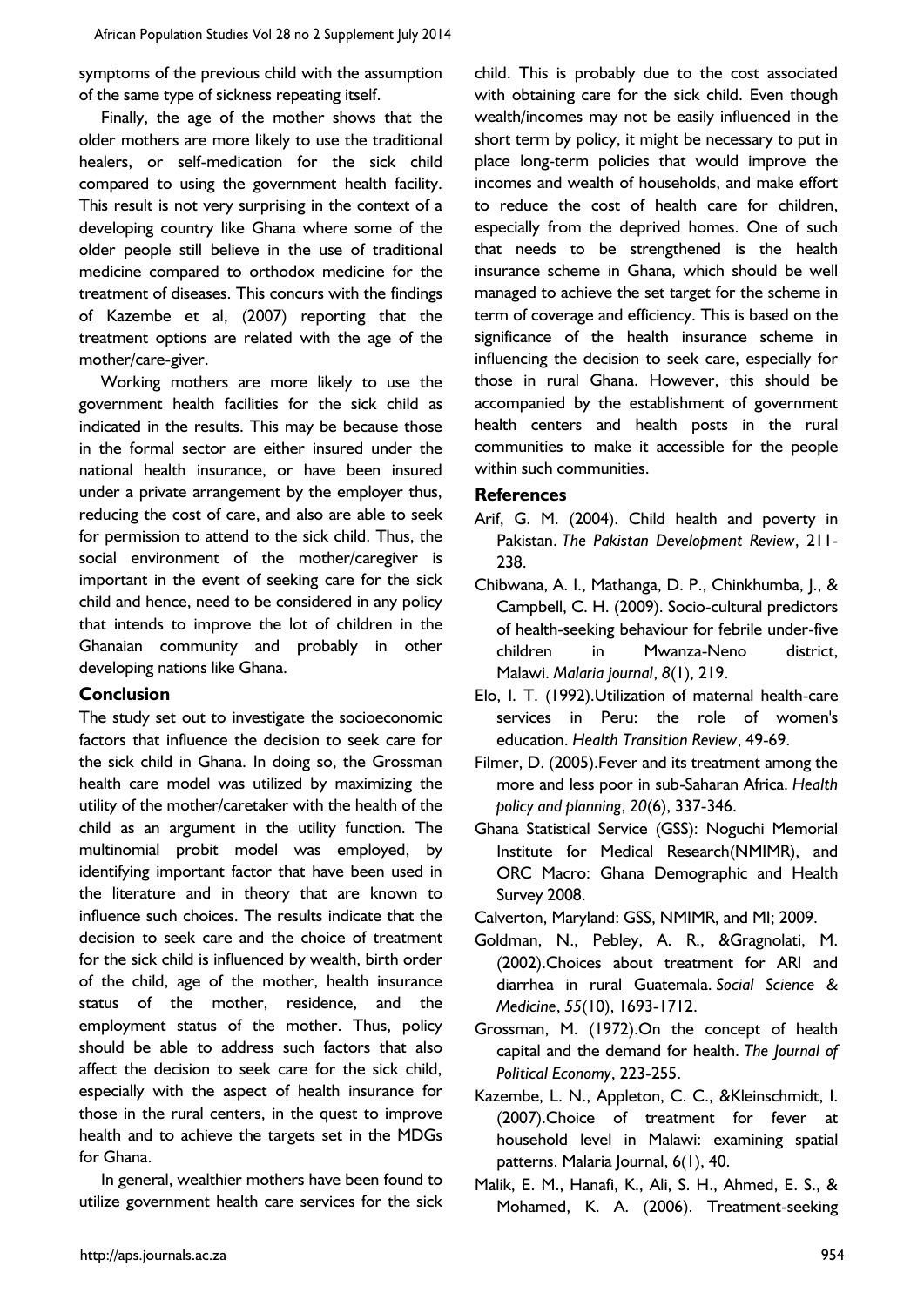symptoms of the previous child with the assumption of the same type of sickness repeating itself.

Finally, the age of the mother shows that the older mothers are more likely to use the traditional healers, or self-medication for the sick child compared to using the government health facility. This result is not very surprising in the context of a developing country like Ghana where some of the older people still believe in the use of traditional medicine compared to orthodox medicine for the treatment of diseases. This concurs with the findings of Kazembe et al, (2007) reporting that the treatment options are related with the age of the mother/care-giver.

Working mothers are more likely to use the government health facilities for the sick child as indicated in the results. This may be because those in the formal sector are either insured under the national health insurance, or have been insured under a private arrangement by the employer thus, reducing the cost of care, and also are able to seek for permission to attend to the sick child. Thus, the social environment of the mother/caregiver is important in the event of seeking care for the sick child and hence, need to be considered in any policy that intends to improve the lot of children in the Ghanaian community and probably in other developing nations like Ghana.

## Conclusion

The study set out to investigate the socioeconomic factors that influence the decision to seek care for the sick child in Ghana. In doing so, the Grossman health care model was utilized by maximizing the utility of the mother/caretaker with the health of the child as an argument in the utility function. The multinomial probit model was employed, by identifying important factor that have been used in the literature and in theory that are known to influence such choices. The results indicate that the decision to seek care and the choice of treatment for the sick child is influenced by wealth, birth order of the child, age of the mother, health insurance status of the mother, residence, and the employment status of the mother. Thus, policy should be able to address such factors that also affect the decision to seek care for the sick child, especially with the aspect of health insurance for those in the rural centers, in the quest to improve health and to achieve the targets set in the MDGs for Ghana.

In general, wealthier mothers have been found to utilize government health care services for the sick child. This is probably due to the cost associated with obtaining care for the sick child. Even though wealth/incomes may not be easily influenced in the short term by policy, it might be necessary to put in place long-term policies that would improve the incomes and wealth of households, and make effort to reduce the cost of health care for children, especially from the deprived homes. One of such that needs to be strengthened is the health insurance scheme in Ghana, which should be well managed to achieve the set target for the scheme in term of coverage and efficiency. This is based on the significance of the health insurance scheme in influencing the decision to seek care, especially for those in rural Ghana. However, this should be accompanied by the establishment of government health centers and health posts in the rural communities to make it accessible for the people within such communities.

## References

Arif, G. M. (2004). Child health and poverty in Pakistan. *The Pakistan Development Review*, 211-238.

Chibwana, A. I., Mathanga, D. P., Chinkhumba, J., & Campbell, C. H. (2009). Socio-cultural predictors of health-seeking behaviour for febrile under-five children in Mwanza-Neno district, Malawi. *Malaria journal*, *8*(1), 219.

Elo, I. T. (1992).Utilization of maternal health-care services in Peru: the role of women's education. *Health Transition Review*, 49-69.

Filmer, D. (2005).Fever and its treatment among the more and less poor in sub-Saharan Africa. *Health policy and planning*, *20*(6), 337-346.

Ghana Statistical Service (GSS): Noguchi Memorial Institute for Medical Research(NMIMR), and ORC Macro: Ghana Demographic and Health Survey 2008.

Calverton, Maryland: GSS, NMIMR, and MI; 2009.

Goldman, N., Pebley, A. R., &Gragnolati, M. (2002).Choices about treatment for ARI and diarrhea in rural Guatemala. *Social Science & Medicine*, *55*(10), 1693-1712.

Grossman, M. (1972).On the concept of health capital and the demand for health. *The Journal of Political Economy*, 223-255.

Kazembe, L. N., Appleton, C. C., &Kleinschmidt, I. (2007).Choice of treatment for fever at household level in Malawi: examining spatial patterns. Malaria Journal, 6(1), 40.

Malik, E. M., Hanafi, K., Ali, S. H., Ahmed, E. S., & Mohamed, K. A. (2006). Treatment-seeking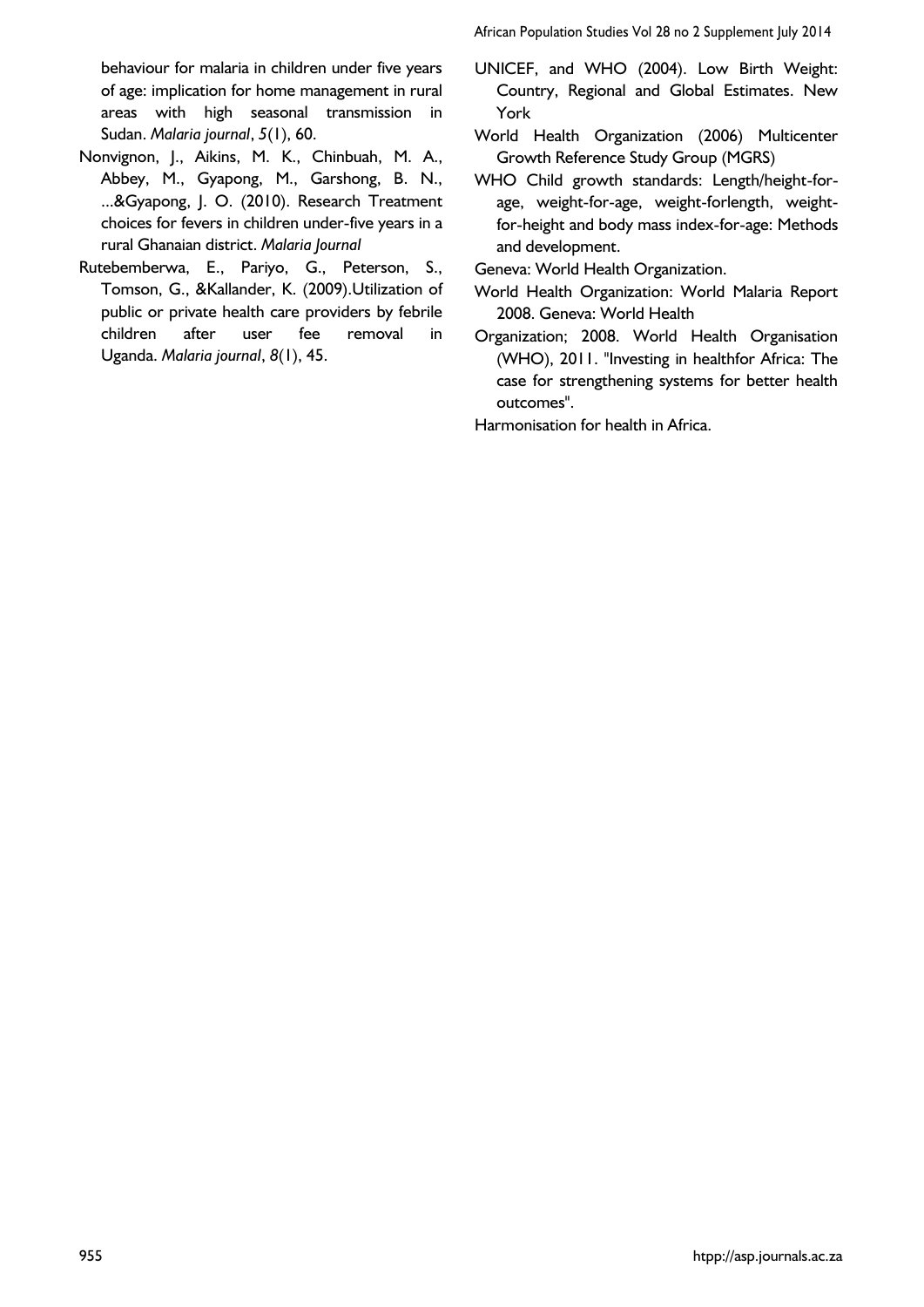behaviour for malaria in children under five years of age: implication for home management in rural areas with high seasonal transmission in Sudan. *Malaria journal*, *5*(1), 60.

Nonvignon, J., Aikins, M. K., Chinbuah, M. A., Abbey, M., Gyapong, M., Garshong, B. N., ...&Gyapong, J. O. (2010). Research Treatment choices for fevers in children under-five years in a rural Ghanaian district. *Malaria Journal*

Rutebemberwa, E., Pariyo, G., Peterson, S., Tomson, G., &Kallander, K. (2009).Utilization of public or private health care providers by febrile children after user fee removal in Uganda. *Malaria journal*, *8*(1), 45.

UNICEF, and WHO (2004). Low Birth Weight: Country, Regional and Global Estimates. New York

World Health Organization (2006) Multicenter Growth Reference Study Group (MGRS)

WHO Child growth standards: Length/height-for-age, weight-for-age, weight-forlength, weight-for-height and body mass index-for-age: Methods and development.

Geneva: World Health Organization.

World Health Organization: World Malaria Report 2008. Geneva: World Health

Organization; 2008. World Health Organisation (WHO), 2011. "Investing in healthfor Africa: The case for strengthening systems for better health outcomes".

Harmonisation for health in Africa.